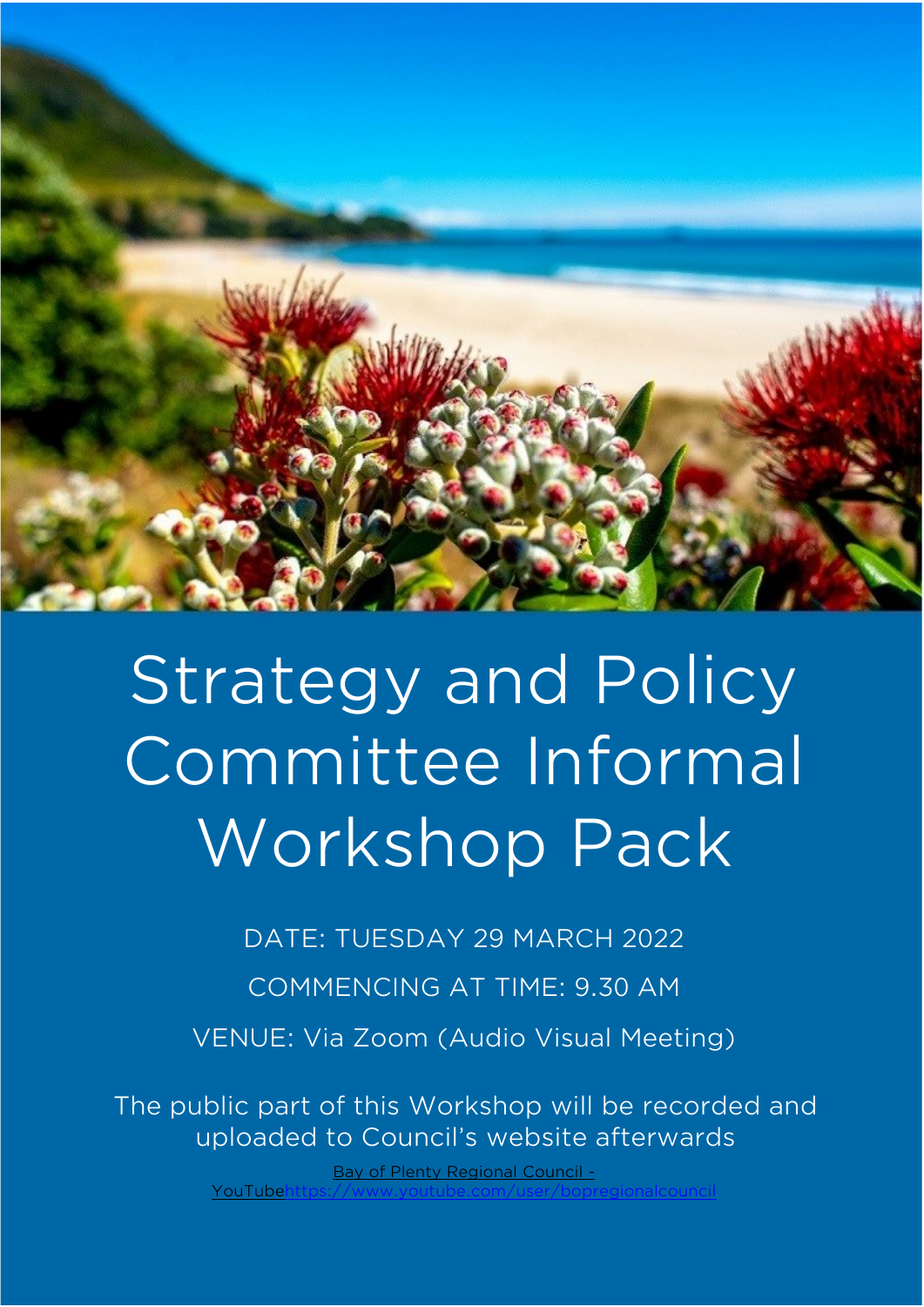# Strategy and Policy Committee Informal Workshop Pack

DATE: TUESDAY 29 MARCH 2022

COMMENCING AT TIME: 9.30 AM

VENUE: Via Zoom (Audio Visual Meeting)

The public part of this Workshop will be recorded and uploaded to Council's website afterwards

Bay of Plenty Regional Council - YouTubehttps://www.youtube.com/user/bopregionalcouncil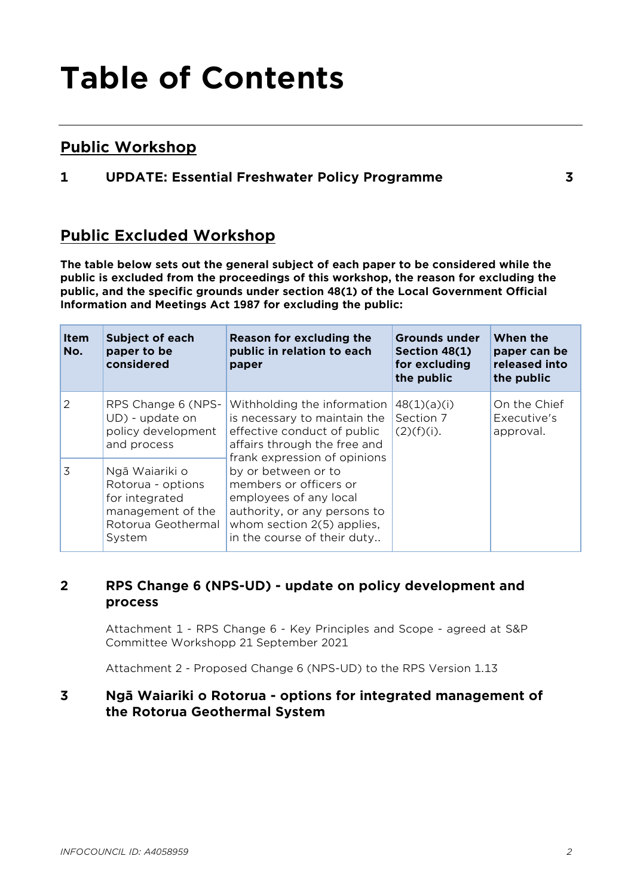# Table of Contents

## Public Workshop

**1 UPDATE: Essential Freshwater Policy Programme 3**

## Public Excluded Workshop

**The table below sets out the general subject of each paper to be considered while the public is excluded from the proceedings of this workshop, the reason for excluding the public, and the specific grounds under section 48(1) of the Local Government Official Information and Meetings Act 1987 for excluding the public:**

| Item No. | Subject of each paper to be considered | Reason for excluding the public in relation to each paper | Grounds under Section 48(1) for excluding the public | When the paper can be released into the public |
|---|---|---|---|---|
| 2 | RPS Change 6 (NPS-UD) - update on policy development and process | Withholding the information is necessary to maintain the effective conduct of public affairs through the free and frank expression of opinions by or between or to members or officers or employees of any local authority, or any persons to whom section 2(5) applies, in the course of their duty.. | 48(1)(a)(i) Section 7 (2)(f)(i). | On the Chief Executive's approval. |
| 3 | Ngā Waiariki o Rotorua - options for integrated management of the Rotorua Geothermal System | | | |

### 2 RPS Change 6 (NPS-UD) - update on policy development and process

Attachment 1 - RPS Change 6 - Key Principles and Scope - agreed at S&P Committee Workshopp 21 September 2021

Attachment 2 - Proposed Change 6 (NPS-UD) to the RPS Version 1.13

### 3 Ngā Waiariki o Rotorua - options for integrated management of the Rotorua Geothermal System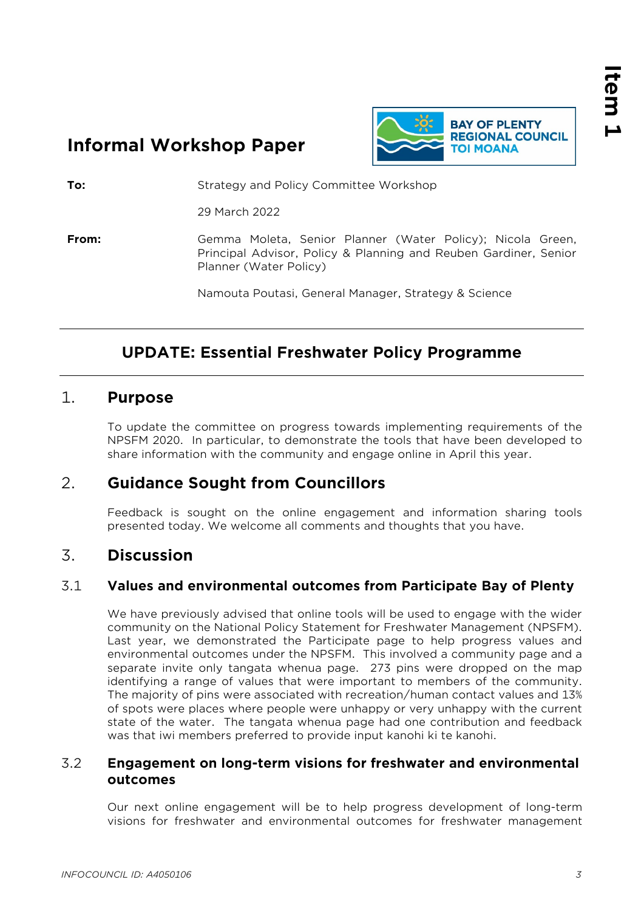# Informal Workshop Paper

| | |
|---|---|
| **To:** | Strategy and Policy Committee Workshop |
| | 29 March 2022 |
| **From:** | Gemma Moleta, Senior Planner (Water Policy); Nicola Green, Principal Advisor, Policy & Planning and Reuben Gardiner, Senior Planner (Water Policy) |
| | Namouta Poutasi, General Manager, Strategy & Science |

## UPDATE: Essential Freshwater Policy Programme

## 1. Purpose

To update the committee on progress towards implementing requirements of the NPSFM 2020. In particular, to demonstrate the tools that have been developed to share information with the community and engage online in April this year.

## 2. Guidance Sought from Councillors

Feedback is sought on the online engagement and information sharing tools presented today. We welcome all comments and thoughts that you have.

## 3. Discussion

### 3.1 Values and environmental outcomes from Participate Bay of Plenty

We have previously advised that online tools will be used to engage with the wider community on the National Policy Statement for Freshwater Management (NPSFM). Last year, we demonstrated the Participate page to help progress values and environmental outcomes under the NPSFM. This involved a community page and a separate invite only tangata whenua page. 273 pins were dropped on the map identifying a range of values that were important to members of the community. The majority of pins were associated with recreation/human contact values and 13% of spots were places where people were unhappy or very unhappy with the current state of the water. The tangata whenua page had one contribution and feedback was that iwi members preferred to provide input kanohi ki te kanohi.

### 3.2 Engagement on long-term visions for freshwater and environmental outcomes

Our next online engagement will be to help progress development of long-term visions for freshwater and environmental outcomes for freshwater management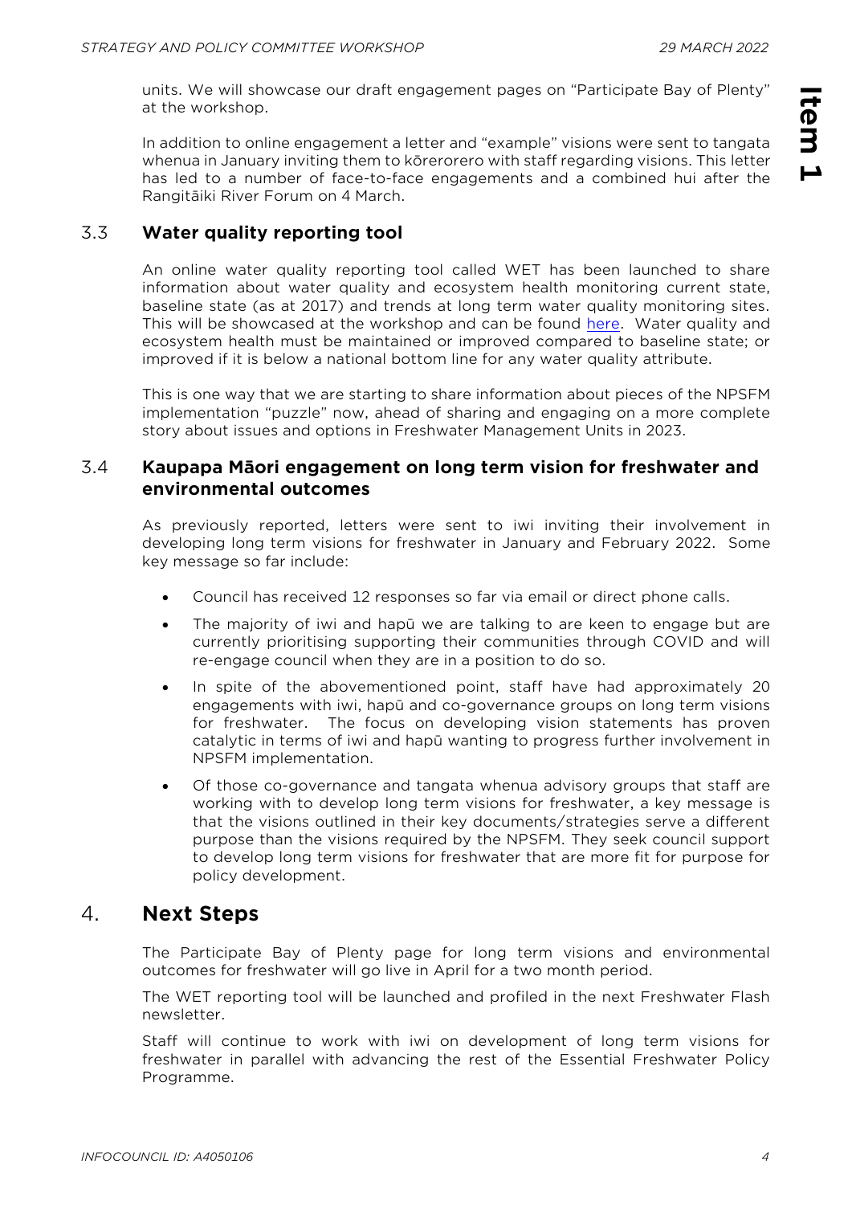units. We will showcase our draft engagement pages on "Participate Bay of Plenty" at the workshop.

In addition to online engagement a letter and "example" visions were sent to tangata whenua in January inviting them to kōrerorero with staff regarding visions. This letter has led to a number of face-to-face engagements and a combined hui after the Rangitāiki River Forum on 4 March.

## 3.3 Water quality reporting tool

An online water quality reporting tool called WET has been launched to share information about water quality and ecosystem health monitoring current state, baseline state (as at 2017) and trends at long term water quality monitoring sites. This will be showcased at the workshop and can be found here. Water quality and ecosystem health must be maintained or improved compared to baseline state; or improved if it is below a national bottom line for any water quality attribute.

This is one way that we are starting to share information about pieces of the NPSFM implementation "puzzle" now, ahead of sharing and engaging on a more complete story about issues and options in Freshwater Management Units in 2023.

## 3.4 Kaupapa Māori engagement on long term vision for freshwater and environmental outcomes

As previously reported, letters were sent to iwi inviting their involvement in developing long term visions for freshwater in January and February 2022. Some key message so far include:

- Council has received 12 responses so far via email or direct phone calls.
- The majority of iwi and hapū we are talking to are keen to engage but are currently prioritising supporting their communities through COVID and will re-engage council when they are in a position to do so.
- In spite of the abovementioned point, staff have had approximately 20 engagements with iwi, hapū and co-governance groups on long term visions for freshwater. The focus on developing vision statements has proven catalytic in terms of iwi and hapū wanting to progress further involvement in NPSFM implementation.
- Of those co-governance and tangata whenua advisory groups that staff are working with to develop long term visions for freshwater, a key message is that the visions outlined in their key documents/strategies serve a different purpose than the visions required by the NPSFM. They seek council support to develop long term visions for freshwater that are more fit for purpose for policy development.

# 4. Next Steps

The Participate Bay of Plenty page for long term visions and environmental outcomes for freshwater will go live in April for a two month period.

The WET reporting tool will be launched and profiled in the next Freshwater Flash newsletter.

Staff will continue to work with iwi on development of long term visions for freshwater in parallel with advancing the rest of the Essential Freshwater Policy Programme.